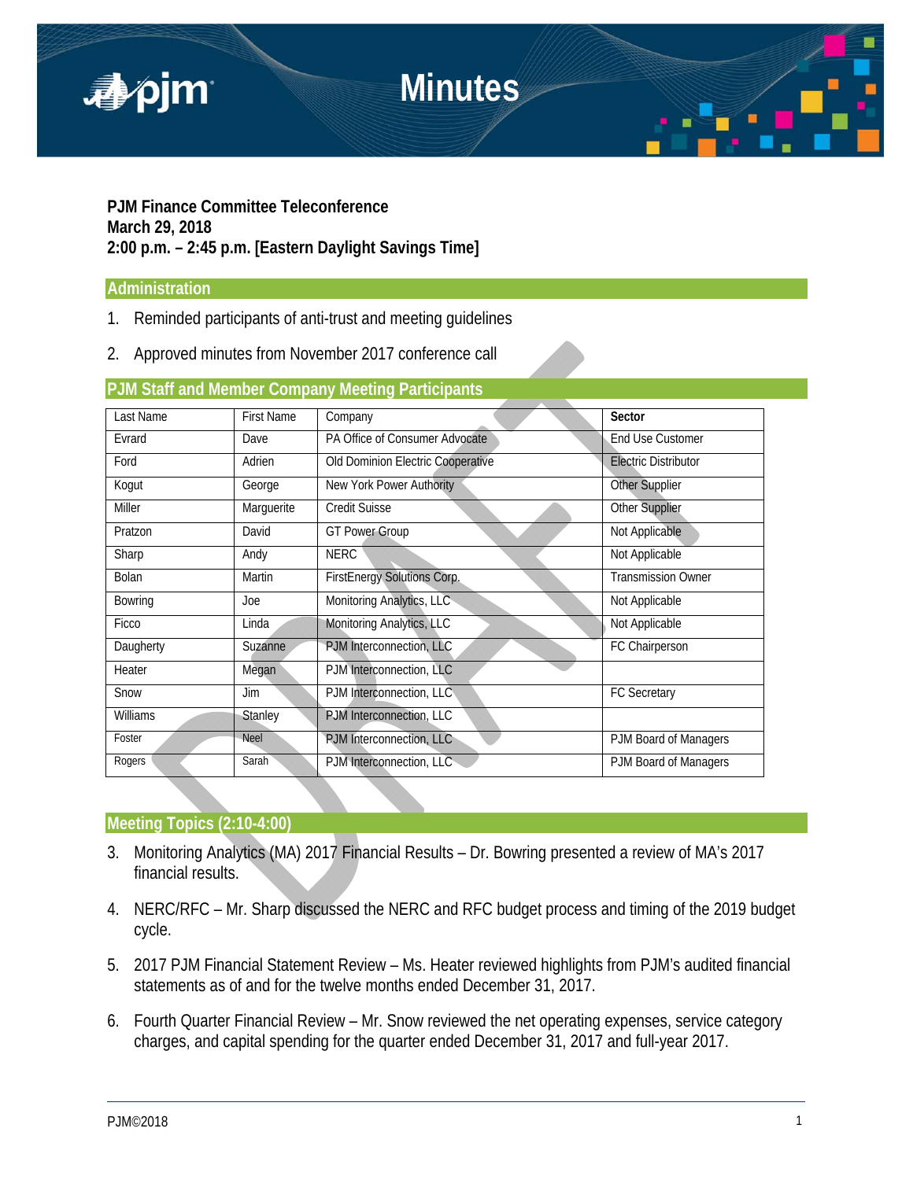# Minutes

**PJM Finance Committee Teleconference**
**March 29, 2018**
**2:00 p.m. – 2:45 p.m. [Eastern Daylight Savings Time]**

## Administration

1. Reminded participants of anti-trust and meeting guidelines
2. Approved minutes from November 2017 conference call

## PJM Staff and Member Company Meeting Participants

| Last Name | First Name | Company | **Sector** |
| --- | --- | --- | --- |
| Evrard | Dave | PA Office of Consumer Advocate | End Use Customer |
| Ford | Adrien | Old Dominion Electric Cooperative | Electric Distributor |
| Kogut | George | New York Power Authority | Other Supplier |
| Miller | Marguerite | Credit Suisse | Other Supplier |
| Pratzon | David | GT Power Group | Not Applicable |
| Sharp | Andy | NERC | Not Applicable |
| Bolan | Martin | FirstEnergy Solutions Corp. | Transmission Owner |
| Bowring | Joe | Monitoring Analytics, LLC | Not Applicable |
| Ficco | Linda | Monitoring Analytics, LLC | Not Applicable |
| Daugherty | Suzanne | PJM Interconnection, LLC | FC Chairperson |
| Heater | Megan | PJM Interconnection, LLC | |
| Snow | Jim | PJM Interconnection, LLC | FC Secretary |
| Williams | Stanley | PJM Interconnection, LLC | |
| Foster | Neel | PJM Interconnection, LLC | PJM Board of Managers |
| Rogers | Sarah | PJM Interconnection, LLC | PJM Board of Managers |

## Meeting Topics (2:10-4:00)

3. Monitoring Analytics (MA) 2017 Financial Results – Dr. Bowring presented a review of MA's 2017 financial results.
4. NERC/RFC – Mr. Sharp discussed the NERC and RFC budget process and timing of the 2019 budget cycle.
5. 2017 PJM Financial Statement Review – Ms. Heater reviewed highlights from PJM's audited financial statements as of and for the twelve months ended December 31, 2017.
6. Fourth Quarter Financial Review – Mr. Snow reviewed the net operating expenses, service category charges, and capital spending for the quarter ended December 31, 2017 and full-year 2017.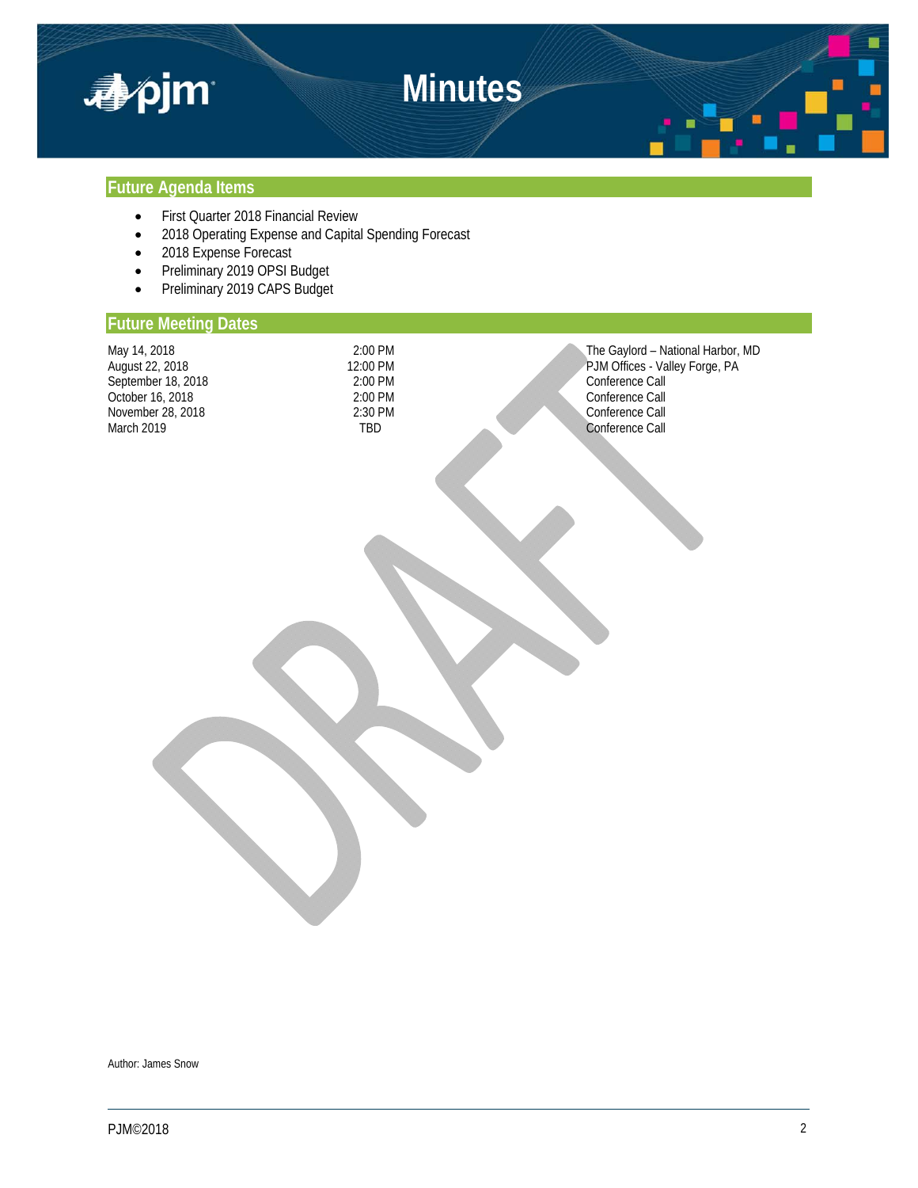## Future Agenda Items

- First Quarter 2018 Financial Review
- 2018 Operating Expense and Capital Spending Forecast
- 2018 Expense Forecast
- Preliminary 2019 OPSI Budget
- Preliminary 2019 CAPS Budget

## Future Meeting Dates

| | | |
|---|---|---|
| May 14, 2018 | 2:00 PM | The Gaylord – National Harbor, MD |
| August 22, 2018 | 12:00 PM | PJM Offices - Valley Forge, PA |
| September 18, 2018 | 2:00 PM | Conference Call |
| October 16, 2018 | 2:00 PM | Conference Call |
| November 28, 2018 | 2:30 PM | Conference Call |
| March 2019 | TBD | Conference Call |

Author: James Snow